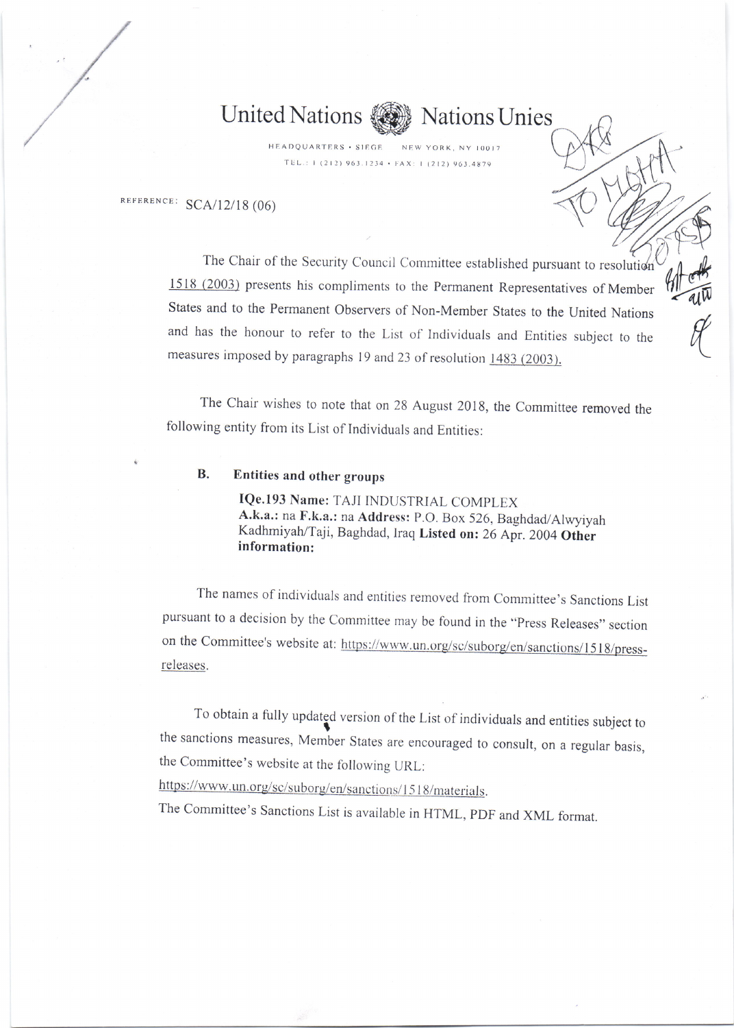# United Nations Nations Unies

HEADQUARTERS • SIEGE NEW YORK, NY 10017

TEL.: 1 (212) 963.1234 • FAX: 1 (212) 963.4879

REFERENCE: SCA/12/18 (06)

The Chair of the Security Council Committee established pursuant to resolution 1518 (2003) presents his compliments to the Permanent Representatives of Member States and to the Permanent Observers of Non-Member States to the United Nations and has the honour to refer to the List of Individuals and Entities subject to the measures imposed by paragraphs 19 and 23 of resolution 1483 (2003).

The Chair wishes to note that on 28 August 2018, the Committee removed the following entity from its List of Individuals and Entities:

**B. Entities and other groups**

**IQe.193 Name:** TAJI INDUSTRIAL COMPLEX
**A.k.a.:** na **F.k.a.:** na **Address:** P.O. Box 526, Baghdad/Alwyiyah Kadhmiyah/Taji, Baghdad, Iraq **Listed on:** 26 Apr. 2004 **Other information:**

The names of individuals and entities removed from Committee's Sanctions List pursuant to a decision by the Committee may be found in the "Press Releases" section on the Committee's website at: https://www.un.org/sc/suborg/en/sanctions/1518/press-releases.

To obtain a fully updated version of the List of individuals and entities subject to the sanctions measures, Member States are encouraged to consult, on a regular basis, the Committee's website at the following URL:
https://www.un.org/sc/suborg/en/sanctions/1518/materials.
The Committee's Sanctions List is available in HTML, PDF and XML format.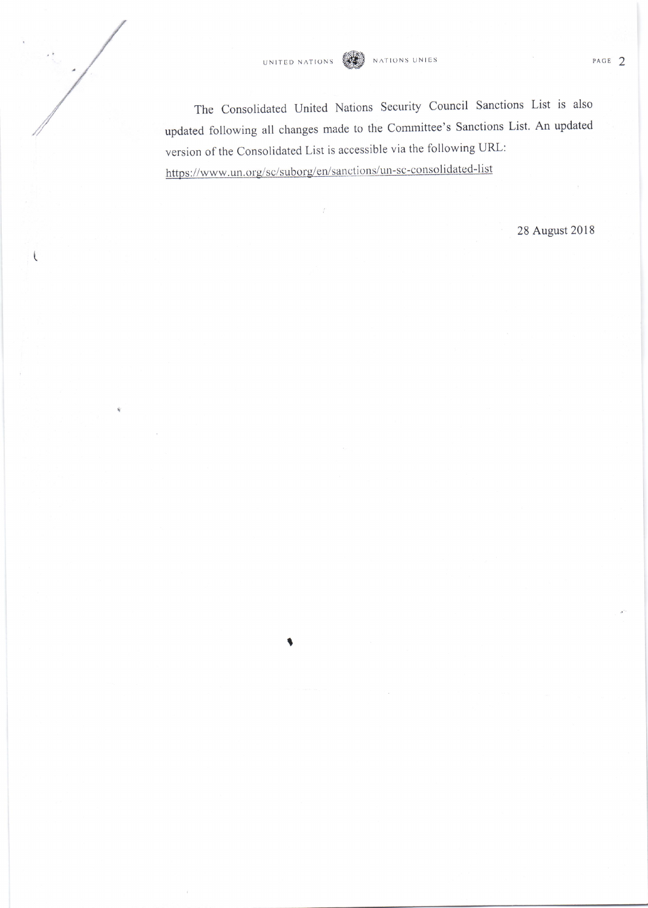The Consolidated United Nations Security Council Sanctions List is also updated following all changes made to the Committee's Sanctions List. An updated version of the Consolidated List is accessible via the following URL: https://www.un.org/sc/suborg/en/sanctions/un-sc-consolidated-list

28 August 2018